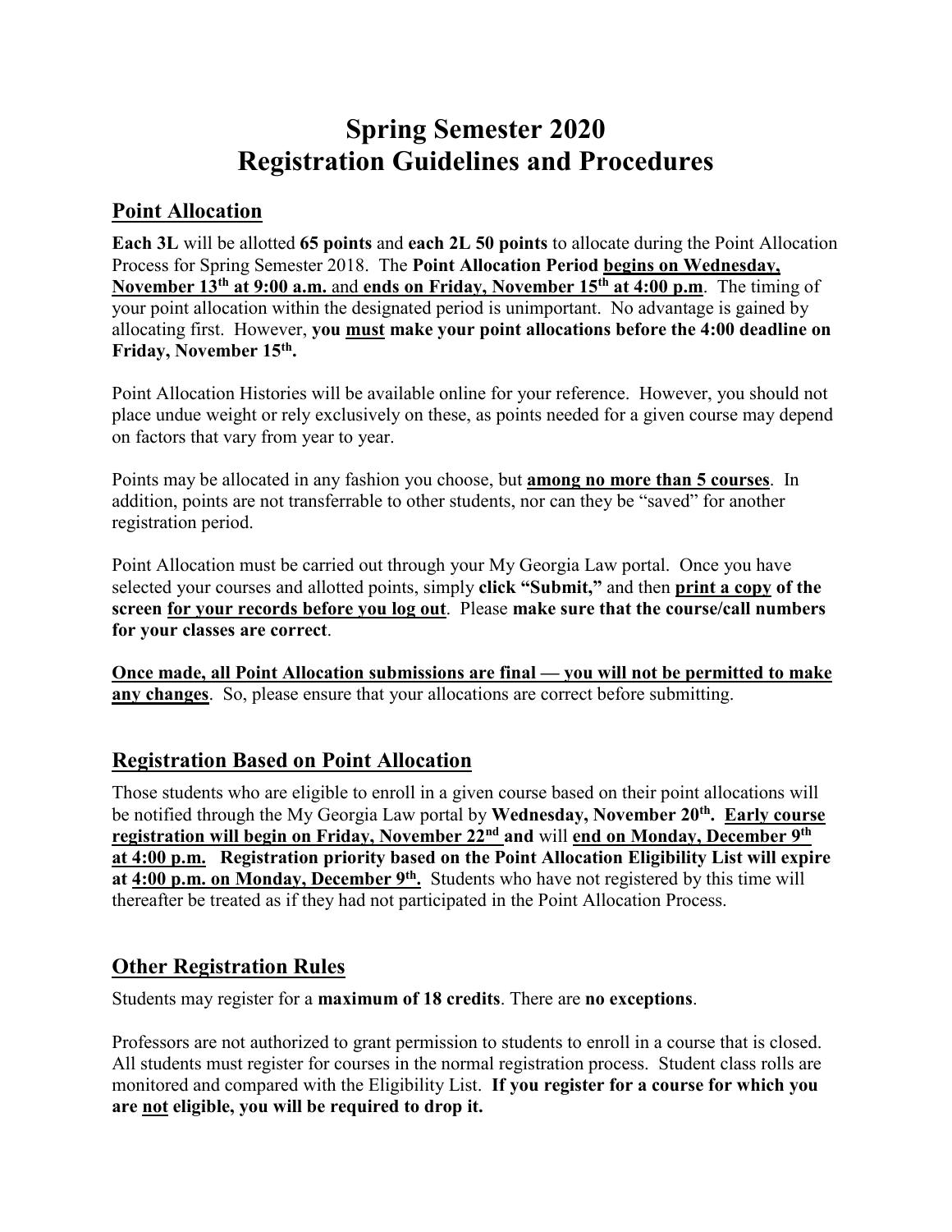# Spring Semester 2020
# Registration Guidelines and Procedures

## Point Allocation

**Each 3L** will be allotted **65 points** and **each 2L 50 points** to allocate during the Point Allocation Process for Spring Semester 2018. The **Point Allocation Period begins on Wednesday, November 13th at 9:00 a.m.** and **ends on Friday, November 15th at 4:00 p.m**. The timing of your point allocation within the designated period is unimportant. No advantage is gained by allocating first. However, **you must make your point allocations before the 4:00 deadline on Friday, November 15th.**

Point Allocation Histories will be available online for your reference. However, you should not place undue weight or rely exclusively on these, as points needed for a given course may depend on factors that vary from year to year.

Points may be allocated in any fashion you choose, but **among no more than 5 courses**. In addition, points are not transferrable to other students, nor can they be "saved" for another registration period.

Point Allocation must be carried out through your My Georgia Law portal. Once you have selected your courses and allotted points, simply **click "Submit,"** and then **print a copy of the screen for your records before you log out**. Please **make sure that the course/call numbers for your classes are correct**.

**Once made, all Point Allocation submissions are final — you will not be permitted to make any changes**. So, please ensure that your allocations are correct before submitting.

## Registration Based on Point Allocation

Those students who are eligible to enroll in a given course based on their point allocations will be notified through the My Georgia Law portal by **Wednesday, November 20th. Early course registration will begin on Friday, November 22nd and** will **end on Monday, December 9th at 4:00 p.m. Registration priority based on the Point Allocation Eligibility List will expire at 4:00 p.m. on Monday, December 9th.** Students who have not registered by this time will thereafter be treated as if they had not participated in the Point Allocation Process.

## Other Registration Rules

Students may register for a **maximum of 18 credits**. There are **no exceptions**.

Professors are not authorized to grant permission to students to enroll in a course that is closed. All students must register for courses in the normal registration process. Student class rolls are monitored and compared with the Eligibility List. **If you register for a course for which you are not eligible, you will be required to drop it.**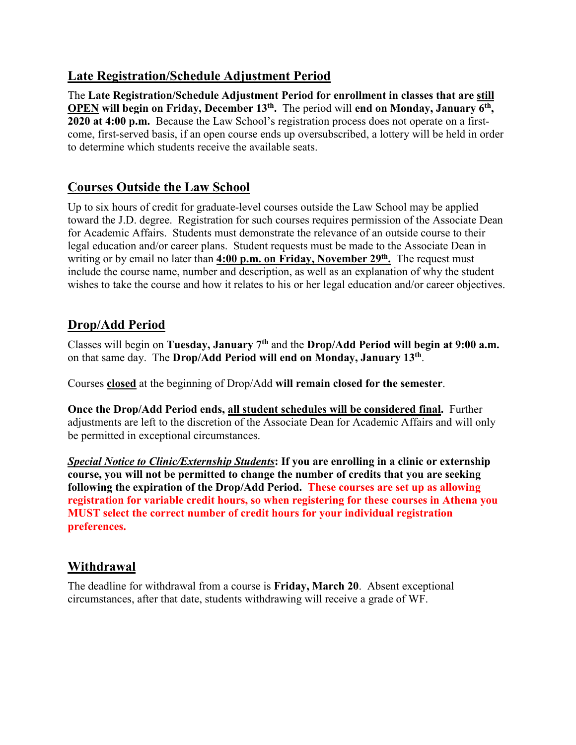## Late Registration/Schedule Adjustment Period

The **Late Registration/Schedule Adjustment Period for enrollment in classes that are <u>still OPEN</u> will begin on Friday, December 13th.** The period will **end on Monday, January 6th, 2020 at 4:00 p.m.** Because the Law School's registration process does not operate on a first-come, first-served basis, if an open course ends up oversubscribed, a lottery will be held in order to determine which students receive the available seats.

## Courses Outside the Law School

Up to six hours of credit for graduate-level courses outside the Law School may be applied toward the J.D. degree. Registration for such courses requires permission of the Associate Dean for Academic Affairs. Students must demonstrate the relevance of an outside course to their legal education and/or career plans. Student requests must be made to the Associate Dean in writing or by email no later than **<u>4:00 p.m. on Friday, November 29th.</u>** The request must include the course name, number and description, as well as an explanation of why the student wishes to take the course and how it relates to his or her legal education and/or career objectives.

## Drop/Add Period

Classes will begin on **Tuesday, January 7th** and the **Drop/Add Period will begin at 9:00 a.m.** on that same day. The **Drop/Add Period will end on Monday, January 13th**.

Courses **<u>closed</u>** at the beginning of Drop/Add **will remain closed for the semester**.

**Once the Drop/Add Period ends, <u>all student schedules will be considered final</u>.** Further adjustments are left to the discretion of the Associate Dean for Academic Affairs and will only be permitted in exceptional circumstances.

***<u>Special Notice to Clinic/Externship Students</u>*: If you are enrolling in a clinic or externship course, you will not be permitted to change the number of credits that you are seeking following the expiration of the Drop/Add Period. These courses are set up as allowing registration for variable credit hours, so when registering for these courses in Athena you MUST select the correct number of credit hours for your individual registration preferences.**

## Withdrawal

The deadline for withdrawal from a course is **Friday, March 20**. Absent exceptional circumstances, after that date, students withdrawing will receive a grade of WF.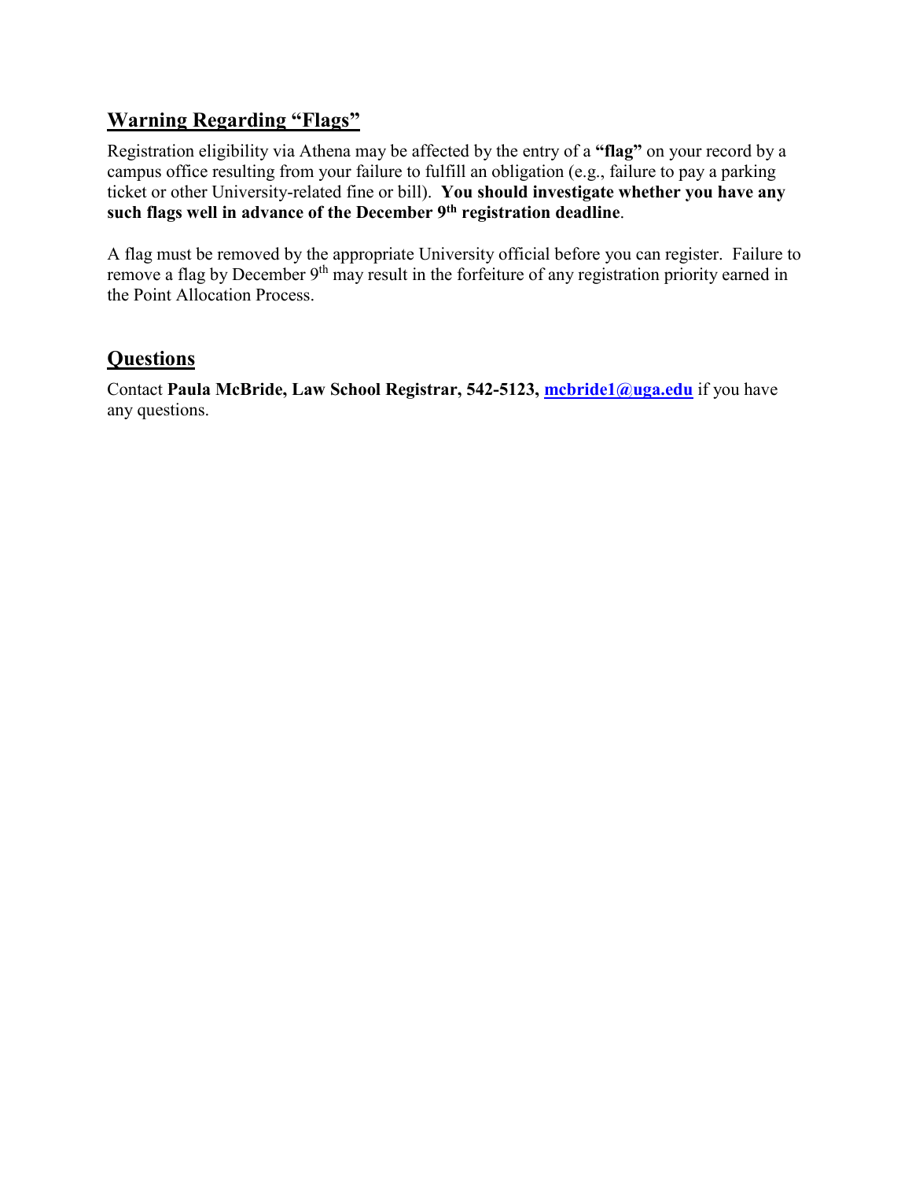## Warning Regarding "Flags"

Registration eligibility via Athena may be affected by the entry of a **"flag"** on your record by a campus office resulting from your failure to fulfill an obligation (e.g., failure to pay a parking ticket or other University-related fine or bill). **You should investigate whether you have any such flags well in advance of the December 9th registration deadline**.

A flag must be removed by the appropriate University official before you can register. Failure to remove a flag by December 9th may result in the forfeiture of any registration priority earned in the Point Allocation Process.

## Questions

Contact **Paula McBride, Law School Registrar, 542-5123, mcbride1@uga.edu** if you have any questions.